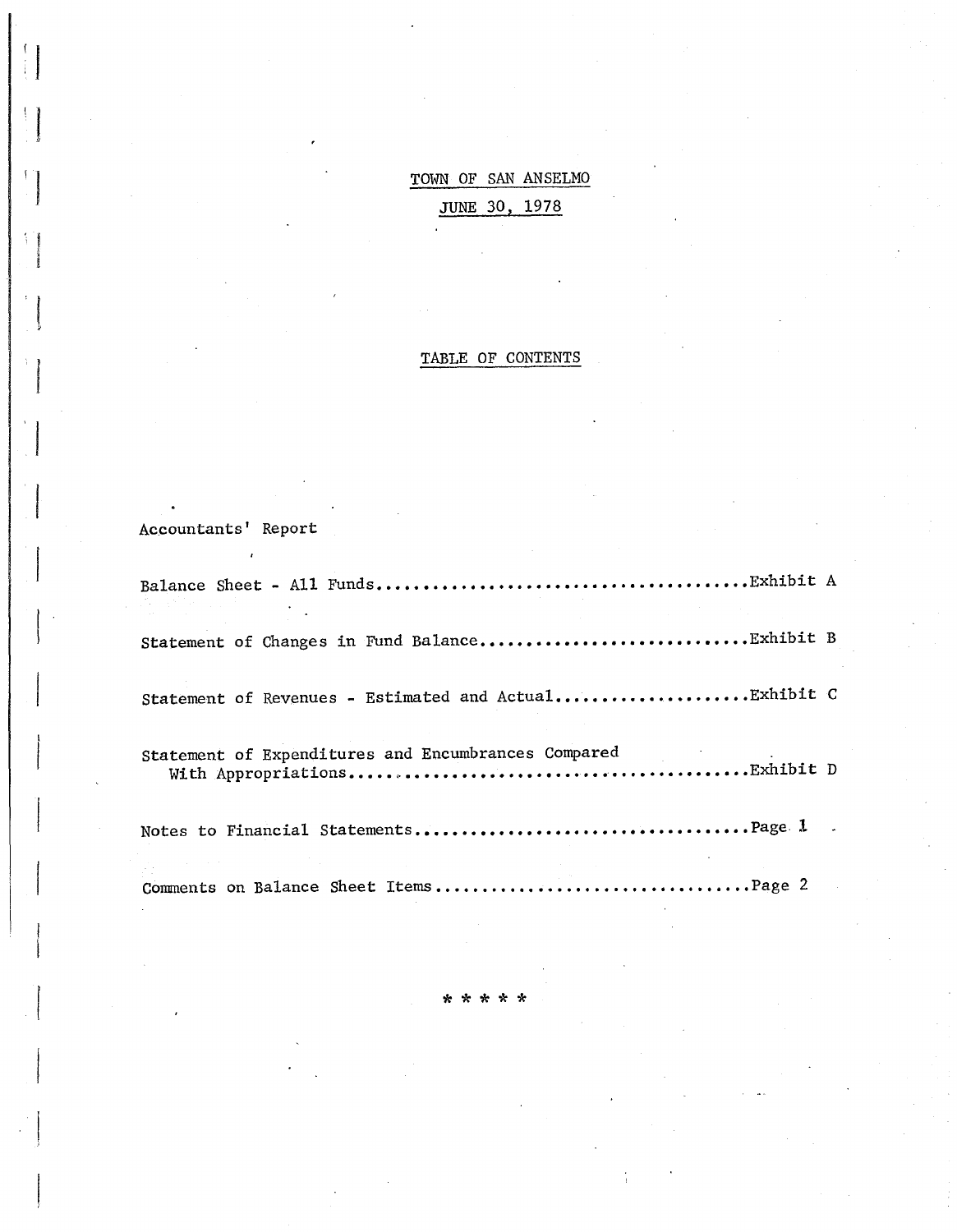# TOWN OF SAN ANSELMO

## JUNE 30, 1978

## TABLE OF CONTENTS

Accountants' Report

Balance Sheet - All Funds.......................................Exhibit A

Statement of Changes in Fund Balance............................Exhibit B

Statement of Revenues - Estimated and Actual....................Exhibit C

Statement of Expenditures and Encumbrances Compared With Appropriations.........................................Exhibit D

Notes to Financial Statements...................................Page 1

Comments on Balance Sheet Items.................................Page 2

\* \* \* \* \*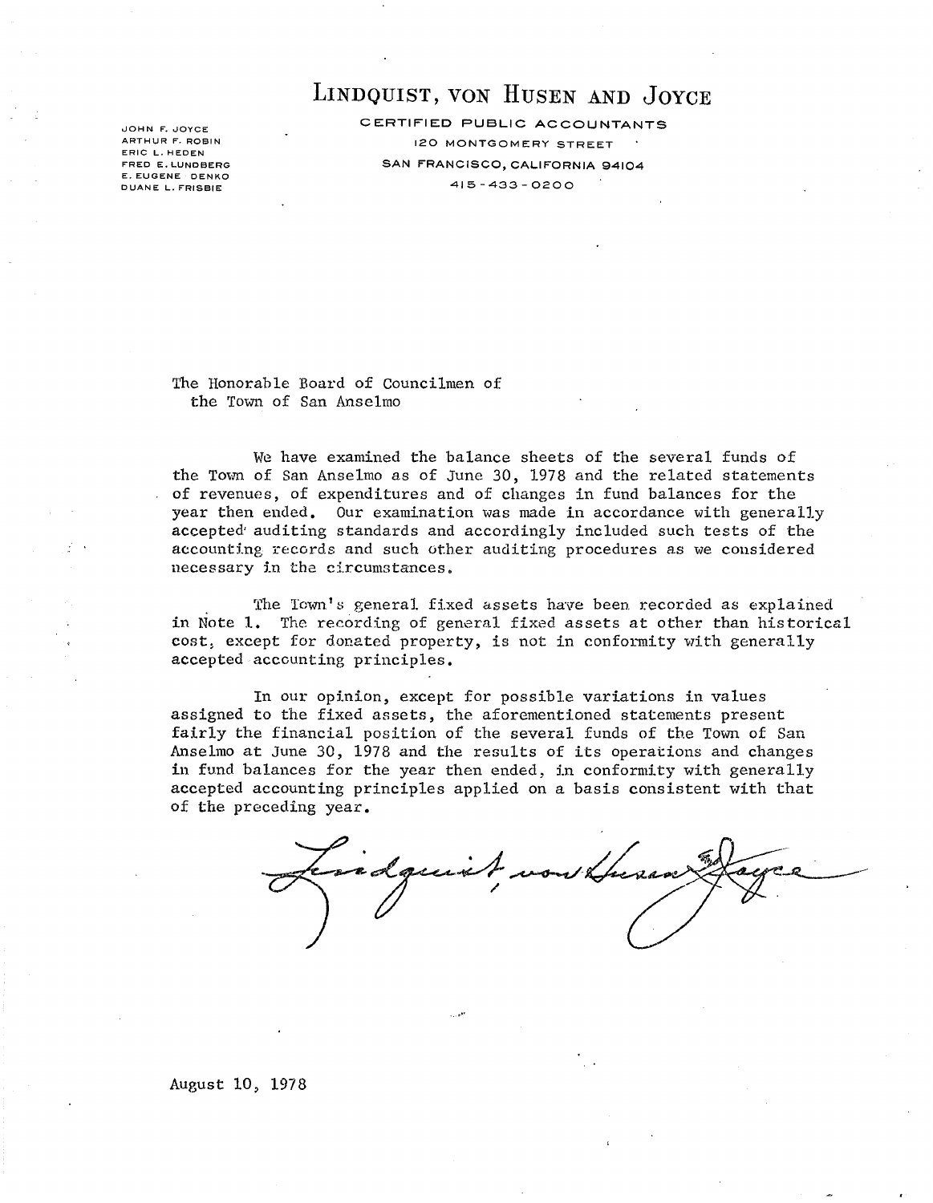# LINDQUIST, VON HUSEN AND JOYCE

CERTIFIED PUBLIC ACCOUNTANTS
120 MONTGOMERY STREET
SAN FRANCISCO, CALIFORNIA 94104
415-433-0200

JOHN F. JOYCE
ARTHUR F. ROBIN
ERIC L. HEDEN
FRED E. LUNDBERG
E. EUGENE DENKO
DUANE L. FRISBIE

The Honorable Board of Councilmen of
the Town of San Anselmo

We have examined the balance sheets of the several funds of the Town of San Anselmo as of June 30, 1978 and the related statements of revenues, of expenditures and of changes in fund balances for the year then ended. Our examination was made in accordance with generally accepted auditing standards and accordingly included such tests of the accounting records and such other auditing procedures as we considered necessary in the circumstances.

The Town's general fixed assets have been recorded as explained in Note 1. The recording of general fixed assets at other than historical cost, except for donated property, is not in conformity with generally accepted accounting principles.

In our opinion, except for possible variations in values assigned to the fixed assets, the aforementioned statements present fairly the financial position of the several funds of the Town of San Anselmo at June 30, 1978 and the results of its operations and changes in fund balances for the year then ended, in conformity with generally accepted accounting principles applied on a basis consistent with that of the preceding year.

Lindquist, von Husen & Joyce

August 10, 1978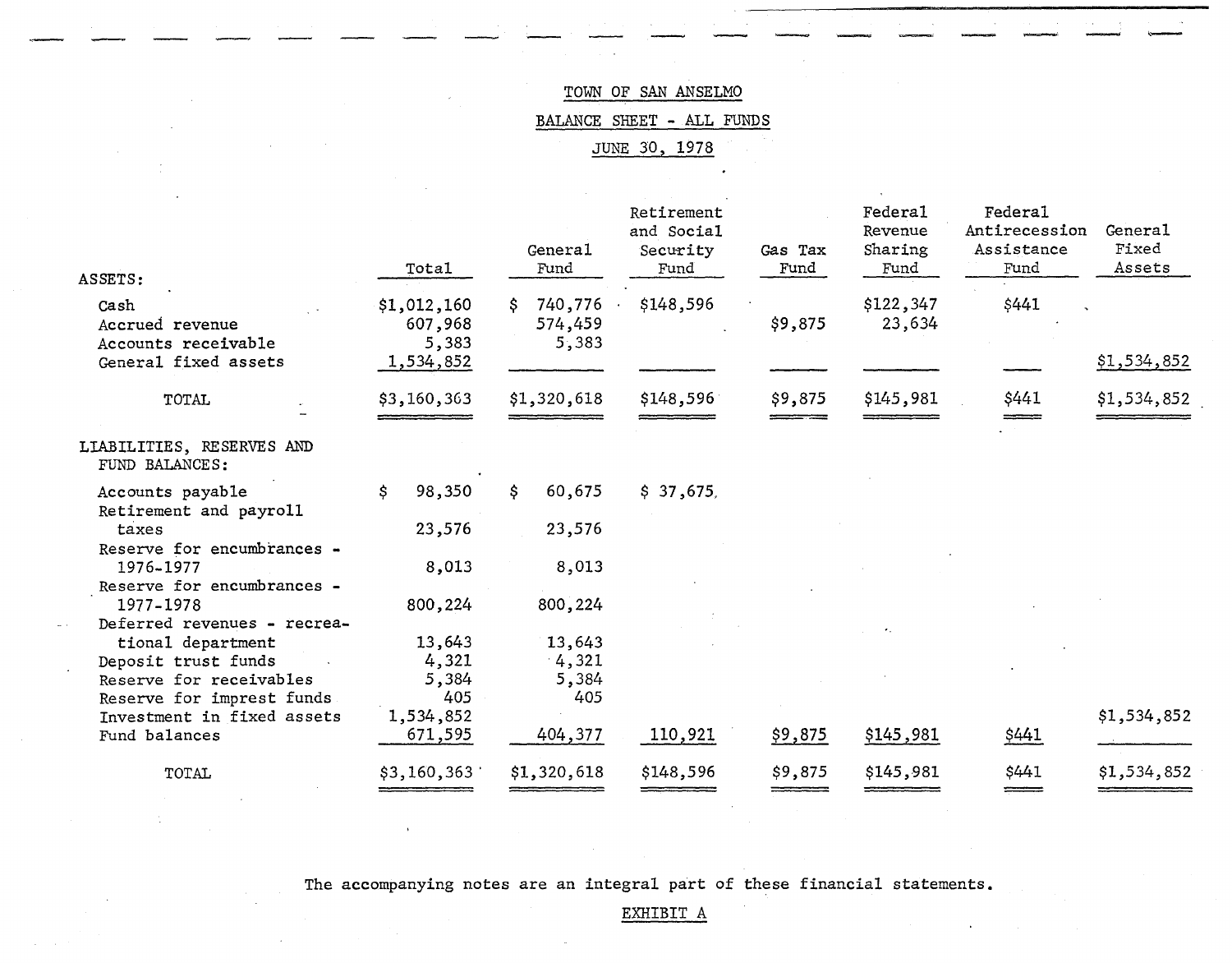TOWN OF SAN ANSELMO

BALANCE SHEET - ALL FUNDS

JUNE 30, 1978

| | Total | General Fund | Retirement and Social Security Fund | Gas Tax Fund | Federal Revenue Sharing Fund | Federal Antirecession Assistance Fund | General Fixed Assets |
|---|---|---|---|---|---|---|---|
| ASSETS: | | | | | | | |
| Cash | $1,012,160 | $ 740,776 | $148,596 | | $122,347 | $441 | |
| Accrued revenue | 607,968 | 574,459 | | $9,875 | 23,634 | | |
| Accounts receivable | 5,383 | 5,383 | | | | | |
| General fixed assets | 1,534,852 | | | | | | $1,534,852 |
| TOTAL | $3,160,363 | $1,320,618 | $148,596 | $9,875 | $145,981 | $441 | $1,534,852 |
| LIABILITIES, RESERVES AND FUND BALANCES: | | | | | | | |
| Accounts payable | $ 98,350 | $ 60,675 | $ 37,675 | | | | |
| Retirement and payroll taxes | 23,576 | 23,576 | | | | | |
| Reserve for encumbrances - 1976-1977 | 8,013 | 8,013 | | | | | |
| Reserve for encumbrances - 1977-1978 | 800,224 | 800,224 | | | | | |
| Deferred revenues - recreational department | 13,643 | 13,643 | | | | | |
| Deposit trust funds | 4,321 | 4,321 | | | | | |
| Reserve for receivables | 5,384 | 5,384 | | | | | |
| Reserve for imprest funds | 405 | 405 | | | | | |
| Investment in fixed assets | 1,534,852 | | | | | | $1,534,852 |
| Fund balances | 671,595 | 404,377 | 110,921 | $9,875 | $145,981 | $441 | |
| TOTAL | $3,160,363 | $1,320,618 | $148,596 | $9,875 | $145,981 | $441 | $1,534,852 |

The accompanying notes are an integral part of these financial statements.

EXHIBIT A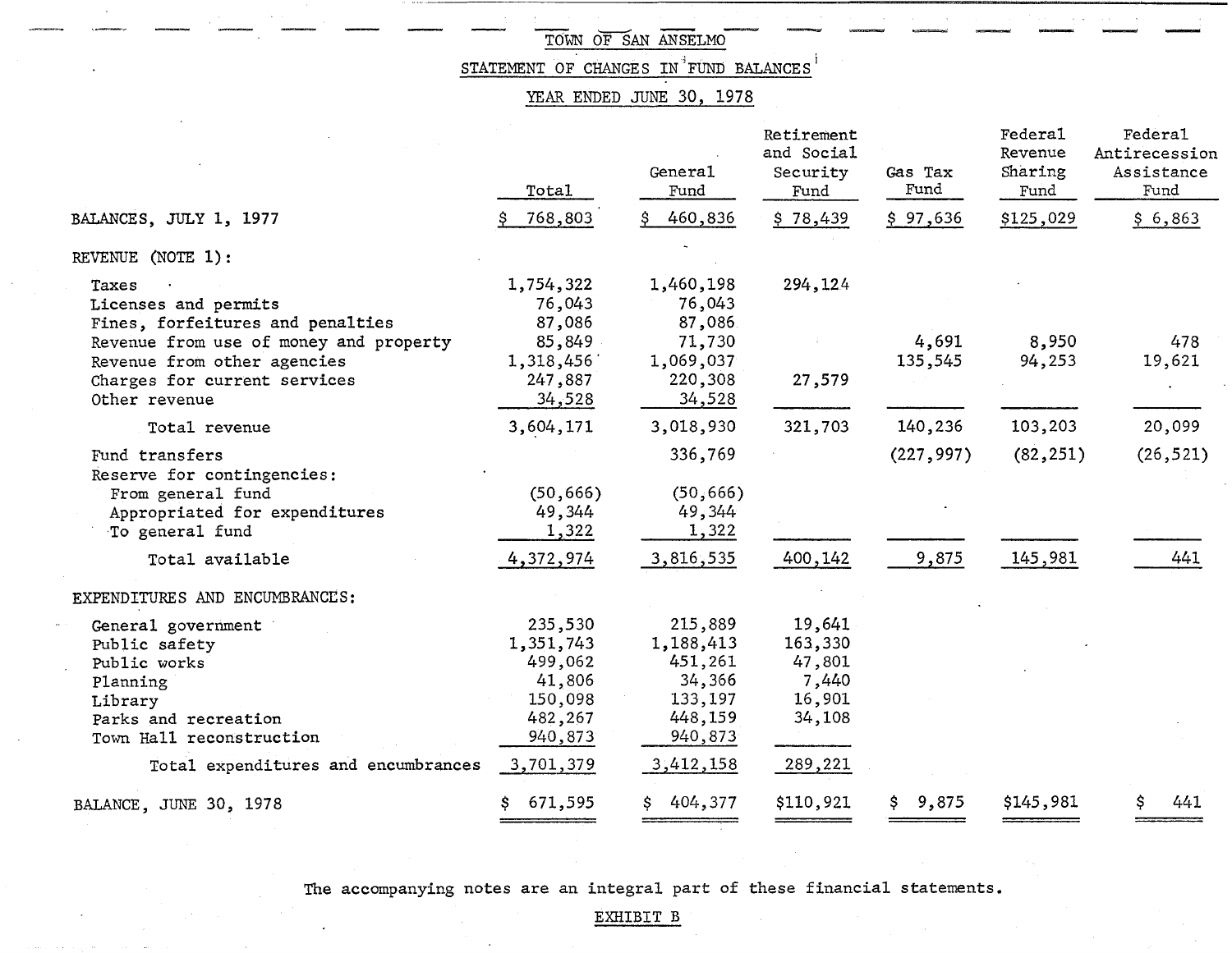# TOWN OF SAN ANSELMO

## STATEMENT OF CHANGES IN FUND BALANCES

### YEAR ENDED JUNE 30, 1978

| | Total | General Fund | Retirement and Social Security Fund | Gas Tax Fund | Federal Revenue Sharing Fund | Federal Antirecession Assistance Fund |
|---|---|---|---|---|---|---|
| BALANCES, JULY 1, 1977 | $ 768,803 | $ 460,836 | $ 78,439 | $ 97,636 | $125,029 | $ 6,863 |
| REVENUE (NOTE 1): | | | | | | |
| Taxes | 1,754,322 | 1,460,198 | 294,124 | | | |
| Licenses and permits | 76,043 | 76,043 | | | | |
| Fines, forfeitures and penalties | 87,086 | 87,086 | | | | |
| Revenue from use of money and property | 85,849 | 71,730 | | 4,691 | 8,950 | 478 |
| Revenue from other agencies | 1,318,456 | 1,069,037 | | 135,545 | 94,253 | 19,621 |
| Charges for current services | 247,887 | 220,308 | 27,579 | | | |
| Other revenue | 34,528 | 34,528 | | | | |
| Total revenue | 3,604,171 | 3,018,930 | 321,703 | 140,236 | 103,203 | 20,099 |
| Fund transfers | | 336,769 | | (227,997) | (82,251) | (26,521) |
| Reserve for contingencies: | | | | | | |
| From general fund | (50,666) | (50,666) | | | | |
| Appropriated for expenditures | 49,344 | 49,344 | | | | |
| To general fund | 1,322 | 1,322 | | | | |
| Total available | 4,372,974 | 3,816,535 | 400,142 | 9,875 | 145,981 | 441 |
| EXPENDITURES AND ENCUMBRANCES: | | | | | | |
| General government | 235,530 | 215,889 | 19,641 | | | |
| Public safety | 1,351,743 | 1,188,413 | 163,330 | | | |
| Public works | 499,062 | 451,261 | 47,801 | | | |
| Planning | 41,806 | 34,366 | 7,440 | | | |
| Library | 150,098 | 133,197 | 16,901 | | | |
| Parks and recreation | 482,267 | 448,159 | 34,108 | | | |
| Town Hall reconstruction | 940,873 | 940,873 | | | | |
| Total expenditures and encumbrances | 3,701,379 | 3,412,158 | 289,221 | | | |
| BALANCE, JUNE 30, 1978 | $ 671,595 | $ 404,377 | $110,921 | $ 9,875 | $145,981 | $ 441 |

The accompanying notes are an integral part of these financial statements.

EXHIBIT B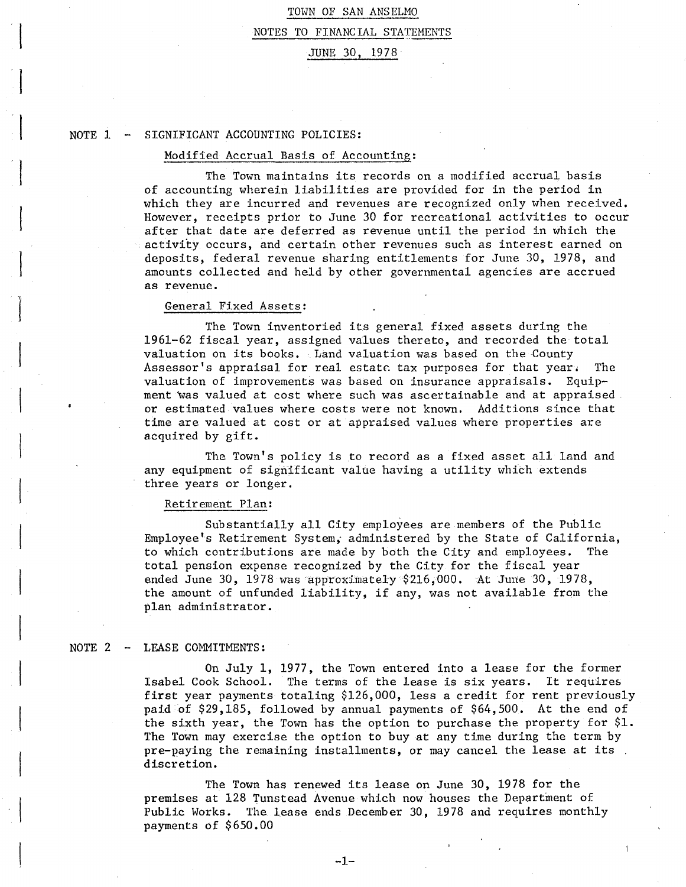# TOWN OF SAN ANSELMO

## NOTES TO FINANCIAL STATEMENTS

### JUNE 30, 1978

## NOTE 1 - SIGNIFICANT ACCOUNTING POLICIES:

### Modified Accrual Basis of Accounting:

The Town maintains its records on a modified accrual basis of accounting wherein liabilities are provided for in the period in which they are incurred and revenues are recognized only when received. However, receipts prior to June 30 for recreational activities to occur after that date are deferred as revenue until the period in which the activity occurs, and certain other revenues such as interest earned on deposits, federal revenue sharing entitlements for June 30, 1978, and amounts collected and held by other governmental agencies are accrued as revenue.

### General Fixed Assets:

The Town inventoried its general fixed assets during the 1961-62 fiscal year, assigned values thereto, and recorded the total valuation on its books. Land valuation was based on the County Assessor's appraisal for real estate tax purposes for that year. The valuation of improvements was based on insurance appraisals. Equipment was valued at cost where such was ascertainable and at appraised or estimated values where costs were not known. Additions since that time are valued at cost or at appraised values where properties are acquired by gift.

The Town's policy is to record as a fixed asset all land and any equipment of significant value having a utility which extends three years or longer.

### Retirement Plan:

Substantially all City employees are members of the Public Employee's Retirement System, administered by the State of California, to which contributions are made by both the City and employees. The total pension expense recognized by the City for the fiscal year ended June 30, 1978 was approximately $216,000. At June 30, 1978, the amount of unfunded liability, if any, was not available from the plan administrator.

## NOTE 2 - LEASE COMMITMENTS:

On July 1, 1977, the Town entered into a lease for the former Isabel Cook School. The terms of the lease is six years. It requires first year payments totaling $126,000, less a credit for rent previously paid of $29,185, followed by annual payments of $64,500. At the end of the sixth year, the Town has the option to purchase the property for $1. The Town may exercise the option to buy at any time during the term by pre-paying the remaining installments, or may cancel the lease at its discretion.

The Town has renewed its lease on June 30, 1978 for the premises at 128 Tunstead Avenue which now houses the Department of Public Works. The lease ends December 30, 1978 and requires monthly payments of $650.00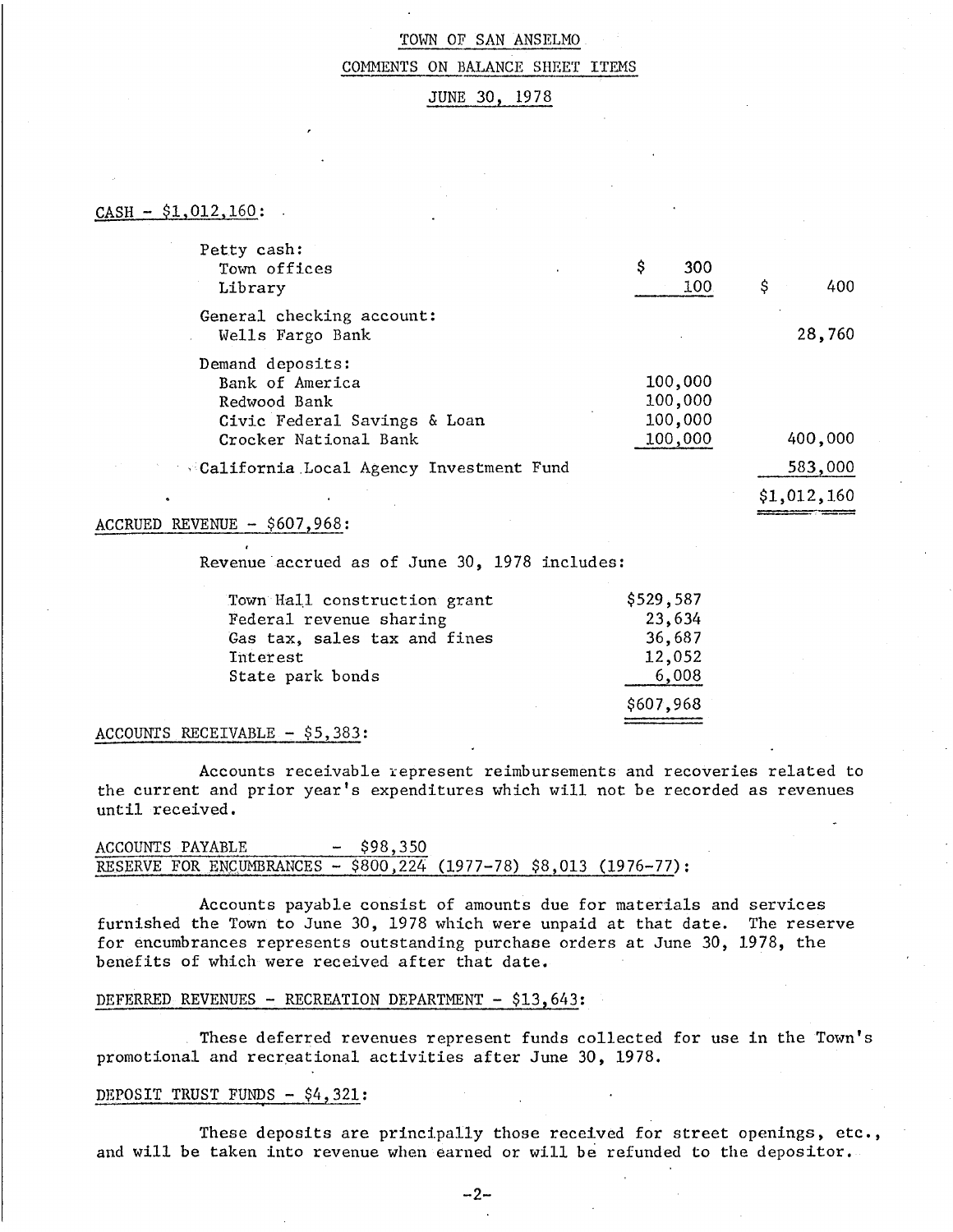TOWN OF SAN ANSELMO

COMMENTS ON BALANCE SHEET ITEMS

JUNE 30, 1978

CASH - $1,012,160:

| | | |
|---|---|---|
| Petty cash: | | |
| Town offices | $ 300 | |
| Library | 100 | $ 400 |
| General checking account: | | |
| Wells Fargo Bank | | 28,760 |
| Demand deposits: | | |
| Bank of America | 100,000 | |
| Redwood Bank | 100,000 | |
| Civic Federal Savings & Loan | 100,000 | |
| Crocker National Bank | 100,000 | 400,000 |
| California Local Agency Investment Fund | | 583,000 |
| | | $1,012,160 |

ACCRUED REVENUE - $607,968:

Revenue accrued as of June 30, 1978 includes:

| | |
|---|---|
| Town Hall construction grant | $529,587 |
| Federal revenue sharing | 23,634 |
| Gas tax, sales tax and fines | 36,687 |
| Interest | 12,052 |
| State park bonds | 6,008 |
| | $607,968 |

ACCOUNTS RECEIVABLE - $5,383:

Accounts receivable represent reimbursements and recoveries related to the current and prior year's expenditures which will not be recorded as revenues until received.

ACCOUNTS PAYABLE - $98,350
RESERVE FOR ENCUMBRANCES - $800,224 (1977-78) $8,013 (1976-77):

Accounts payable consist of amounts due for materials and services furnished the Town to June 30, 1978 which were unpaid at that date. The reserve for encumbrances represents outstanding purchase orders at June 30, 1978, the benefits of which were received after that date.

DEFERRED REVENUES - RECREATION DEPARTMENT - $13,643:

These deferred revenues represent funds collected for use in the Town's promotional and recreational activities after June 30, 1978.

DEPOSIT TRUST FUNDS - $4,321:

These deposits are principally those received for street openings, etc., and will be taken into revenue when earned or will be refunded to the depositor.